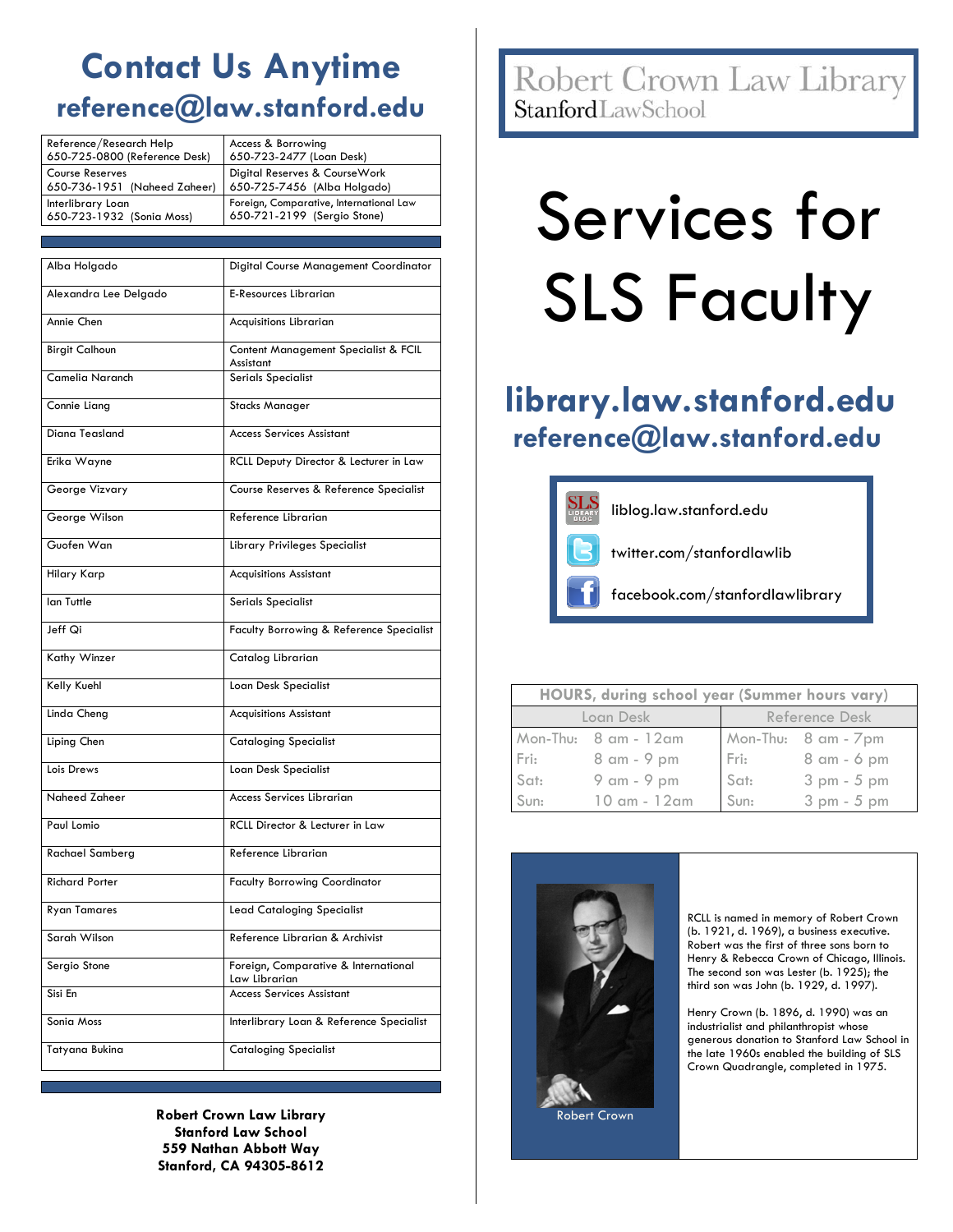# Contact Us Anytime

## reference@law.stanford.edu

| | |
|---|---|
| Reference/Research Help<br>650-725-0800 (Reference Desk) | Access & Borrowing<br>650-723-2477 (Loan Desk) |
| Course Reserves<br>650-736-1951 (Naheed Zaheer) | Digital Reserves & CourseWork<br>650-725-7456 (Alba Holgado) |
| Interlibrary Loan<br>650-723-1932 (Sonia Moss) | Foreign, Comparative, International Law<br>650-721-2199 (Sergio Stone) |

| | |
|---|---|
| Alba Holgado | Digital Course Management Coordinator |
| Alexandra Lee Delgado | E-Resources Librarian |
| Annie Chen | Acquisitions Librarian |
| Birgit Calhoun | Content Management Specialist & FCIL Assistant |
| Camelia Naranch | Serials Specialist |
| Connie Liang | Stacks Manager |
| Diana Teasland | Access Services Assistant |
| Erika Wayne | RCLL Deputy Director & Lecturer in Law |
| George Vizvary | Course Reserves & Reference Specialist |
| George Wilson | Reference Librarian |
| Guofen Wan | Library Privileges Specialist |
| Hilary Karp | Acquisitions Assistant |
| Ian Tuttle | Serials Specialist |
| Jeff Qi | Faculty Borrowing & Reference Specialist |
| Kathy Winzer | Catalog Librarian |
| Kelly Kuehl | Loan Desk Specialist |
| Linda Cheng | Acquisitions Assistant |
| Liping Chen | Cataloging Specialist |
| Lois Drews | Loan Desk Specialist |
| Naheed Zaheer | Access Services Librarian |
| Paul Lomio | RCLL Director & Lecturer in Law |
| Rachael Samberg | Reference Librarian |
| Richard Porter | Faculty Borrowing Coordinator |
| Ryan Tamares | Lead Cataloging Specialist |
| Sarah Wilson | Reference Librarian & Archivist |
| Sergio Stone | Foreign, Comparative & International Law Librarian |
| Sisi En | Access Services Assistant |
| Sonia Moss | Interlibrary Loan & Reference Specialist |
| Tatyana Bukina | Cataloging Specialist |

**Robert Crown Law Library**
**Stanford Law School**
**559 Nathan Abbott Way**
**Stanford, CA 94305-8612**

Robert Crown Law Library
Stanford Law School

# Services for SLS Faculty

## library.law.stanford.edu

## reference@law.stanford.edu

- liblog.law.stanford.edu
- twitter.com/stanfordlawlib
- facebook.com/stanfordlawlibrary

| HOURS, during school year (Summer hours vary) | | | |
|---|---|---|---|
| Loan Desk | | Reference Desk | |
| Mon-Thu: | 8 am - 12am | Mon-Thu: | 8 am - 7pm |
| Fri: | 8 am - 9 pm | Fri: | 8 am - 6 pm |
| Sat: | 9 am - 9 pm | Sat: | 3 pm - 5 pm |
| Sun: | 10 am - 12am | Sun: | 3 pm - 5 pm |

Robert Crown

RCLL is named in memory of Robert Crown (b. 1921, d. 1969), a business executive. Robert was the first of three sons born to Henry & Rebecca Crown of Chicago, Illinois. The second son was Lester (b. 1925); the third son was John (b. 1929, d. 1997).

Henry Crown (b. 1896, d. 1990) was an industrialist and philanthropist whose generous donation to Stanford Law School in the late 1960s enabled the building of SLS Crown Quadrangle, completed in 1975.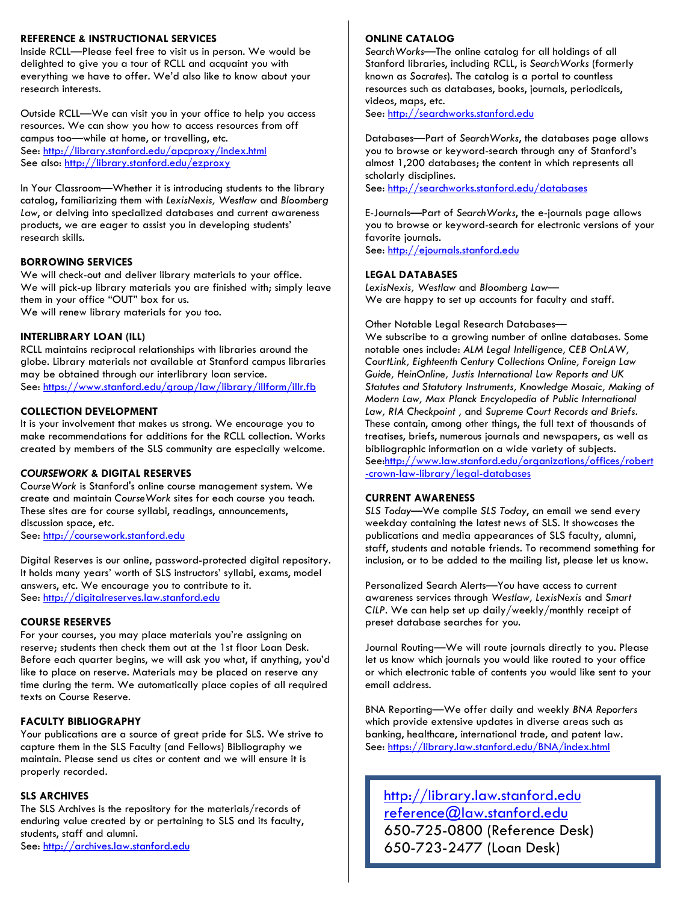**REFERENCE & INSTRUCTIONAL SERVICES**

Inside RCLL—Please feel free to visit us in person. We would be delighted to give you a tour of RCLL and acquaint you with everything we have to offer. We'd also like to know about your research interests.

Outside RCLL—We can visit you in your office to help you access resources. We can show you how to access resources from off campus too—while at home, or travelling, etc.
See: http://library.stanford.edu/apcproxy/index.html
See also: http://library.stanford.edu/ezproxy

In Your Classroom—Whether it is introducing students to the library catalog, familiarizing them with *LexisNexis, Westlaw* and *Bloomberg Law*, or delving into specialized databases and current awareness products, we are eager to assist you in developing students' research skills.

**BORROWING SERVICES**

We will check-out and deliver library materials to your office.
We will pick-up library materials you are finished with; simply leave them in your office "OUT" box for us.
We will renew library materials for you too.

**INTERLIBRARY LOAN (ILL)**

RCLL maintains reciprocal relationships with libraries around the globe. Library materials not available at Stanford campus libraries may be obtained through our interlibrary loan service.
See: https://www.stanford.edu/group/law/library/illform/illr.fb

**COLLECTION DEVELOPMENT**

It is your involvement that makes us strong. We encourage you to make recommendations for additions for the RCLL collection. Works created by members of the SLS community are especially welcome.

***COURSEWORK* & DIGITAL RESERVES**

*CourseWork* is Stanford's online course management system. We create and maintain *CourseWork* sites for each course you teach. These sites are for course syllabi, readings, announcements, discussion space, etc.
See: http://coursework.stanford.edu

Digital Reserves is our online, password-protected digital repository. It holds many years' worth of SLS instructors' syllabi, exams, model answers, etc. We encourage you to contribute to it.
See: http://digitalreserves.law.stanford.edu

**COURSE RESERVES**

For your courses, you may place materials you're assigning on reserve; students then check them out at the 1st floor Loan Desk. Before each quarter begins, we will ask you what, if anything, you'd like to place on reserve. Materials may be placed on reserve any time during the term. We automatically place copies of all required texts on Course Reserve.

**FACULTY BIBLIOGRAPHY**

Your publications are a source of great pride for SLS. We strive to capture them in the SLS Faculty (and Fellows) Bibliography we maintain. Please send us cites or content and we will ensure it is properly recorded.

**SLS ARCHIVES**

The SLS Archives is the repository for the materials/records of enduring value created by or pertaining to SLS and its faculty, students, staff and alumni.
See: http://archives.law.stanford.edu

**ONLINE CATALOG**

*SearchWorks*—The online catalog for all holdings of all Stanford libraries, including RCLL, is *SearchWorks* (formerly known as *Socrates*). The catalog is a portal to countless resources such as databases, books, journals, periodicals, videos, maps, etc.
See: http://searchworks.stanford.edu

Databases—Part of *SearchWorks*, the databases page allows you to browse or keyword-search through any of Stanford's almost 1,200 databases; the content in which represents all scholarly disciplines.
See: http://searchworks.stanford.edu/databases

E-Journals—Part of *SearchWorks*, the e-journals page allows you to browse or keyword-search for electronic versions of your favorite journals.
See: http://ejournals.stanford.edu

**LEGAL DATABASES**

*LexisNexis, Westlaw* and *Bloomberg Law*—
We are happy to set up accounts for faculty and staff.

Other Notable Legal Research Databases—
We subscribe to a growing number of online databases. Some notable ones include: *ALM Legal Intelligence, CEB OnLAW, CourtLink, Eighteenth Century Collections Online, Foreign Law Guide, HeinOnline, Justis International Law Reports and UK Statutes and Statutory Instruments, Knowledge Mosaic, Making of Modern Law, Max Planck Encyclopedia of Public International Law, RIA Checkpoint* , and *Supreme Court Records and Briefs*. These contain, among other things, the full text of thousands of treatises, briefs, numerous journals and newspapers, as well as bibliographic information on a wide variety of subjects.
See:http://www.law.stanford.edu/organizations/offices/robert-crown-law-library/legal-databases

**CURRENT AWARENESS**

*SLS Today*—We compile *SLS Today*, an email we send every weekday containing the latest news of SLS. It showcases the publications and media appearances of SLS faculty, alumni, staff, students and notable friends. To recommend something for inclusion, or to be added to the mailing list, please let us know.

Personalized Search Alerts—You have access to current awareness services through *Westlaw, LexisNexis* and *Smart CILP*. We can help set up daily/weekly/monthly receipt of preset database searches for you.

Journal Routing—We will route journals directly to you. Please let us know which journals you would like routed to your office or which electronic table of contents you would like sent to your email address.

BNA Reporting—We offer daily and weekly *BNA Reporters* which provide extensive updates in diverse areas such as banking, healthcare, international trade, and patent law.
See: https://library.law.stanford.edu/BNA/index.html

http://library.law.stanford.edu
reference@law.stanford.edu
650-725-0800 (Reference Desk)
650-723-2477 (Loan Desk)